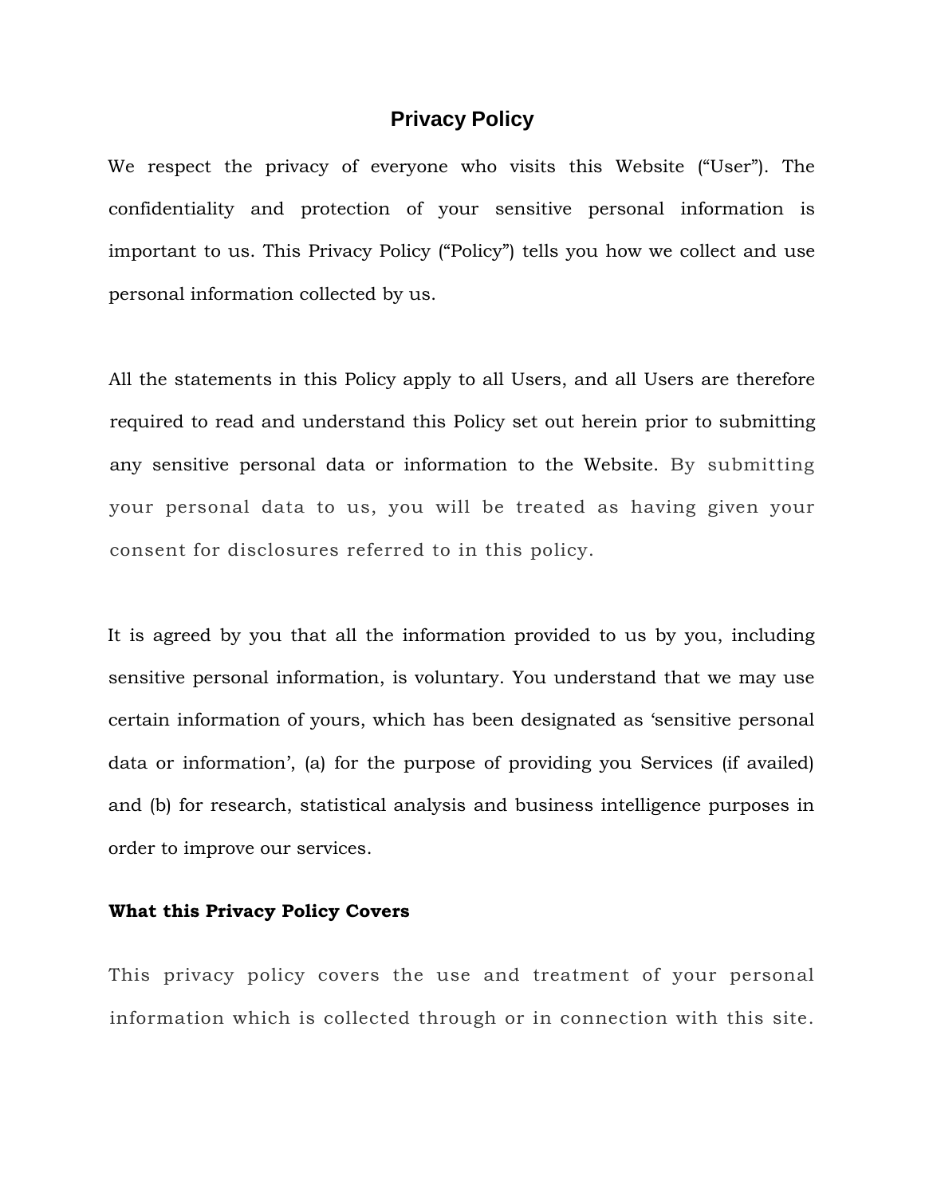# Privacy Policy

We respect the privacy of everyone who visits this Website ("User"). The confidentiality and protection of your sensitive personal information is important to us. This Privacy Policy ("Policy") tells you how we collect and use personal information collected by us.

All the statements in this Policy apply to all Users, and all Users are therefore required to read and understand this Policy set out herein prior to submitting any sensitive personal data or information to the Website. By submitting your personal data to us, you will be treated as having given your consent for disclosures referred to in this policy.

It is agreed by you that all the information provided to us by you, including sensitive personal information, is voluntary. You understand that we may use certain information of yours, which has been designated as 'sensitive personal data or information', (a) for the purpose of providing you Services (if availed) and (b) for research, statistical analysis and business intelligence purposes in order to improve our services.

**What this Privacy Policy Covers**

This privacy policy covers the use and treatment of your personal information which is collected through or in connection with this site.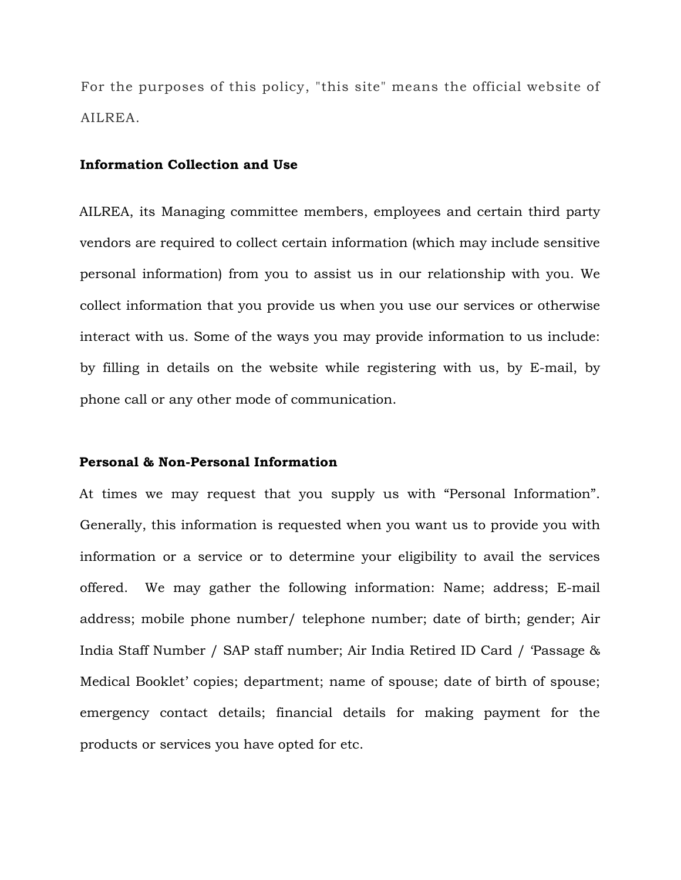For the purposes of this policy, "this site" means the official website of AILREA.

**Information Collection and Use**

AILREA, its Managing committee members, employees and certain third party vendors are required to collect certain information (which may include sensitive personal information) from you to assist us in our relationship with you. We collect information that you provide us when you use our services or otherwise interact with us. Some of the ways you may provide information to us include: by filling in details on the website while registering with us, by E-mail, by phone call or any other mode of communication.

**Personal & Non-Personal Information**

At times we may request that you supply us with “Personal Information”. Generally, this information is requested when you want us to provide you with information or a service or to determine your eligibility to avail the services offered. We may gather the following information: Name; address; E-mail address; mobile phone number/ telephone number; date of birth; gender; Air India Staff Number / SAP staff number; Air India Retired ID Card / ‘Passage & Medical Booklet’ copies; department; name of spouse; date of birth of spouse; emergency contact details; financial details for making payment for the products or services you have opted for etc.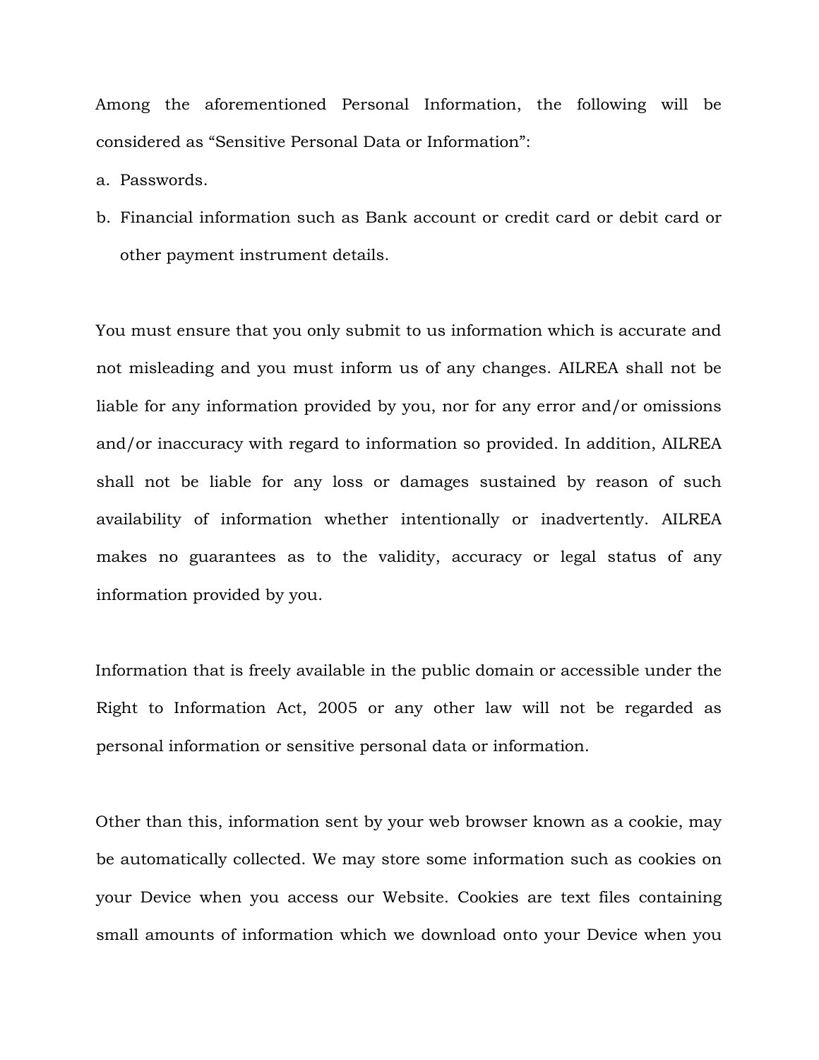Among the aforementioned Personal Information, the following will be considered as “Sensitive Personal Data or Information”:

a. Passwords.
b. Financial information such as Bank account or credit card or debit card or other payment instrument details.

You must ensure that you only submit to us information which is accurate and not misleading and you must inform us of any changes. AILREA shall not be liable for any information provided by you, nor for any error and/or omissions and/or inaccuracy with regard to information so provided. In addition, AILREA shall not be liable for any loss or damages sustained by reason of such availability of information whether intentionally or inadvertently. AILREA makes no guarantees as to the validity, accuracy or legal status of any information provided by you.

Information that is freely available in the public domain or accessible under the Right to Information Act, 2005 or any other law will not be regarded as personal information or sensitive personal data or information.

Other than this, information sent by your web browser known as a cookie, may be automatically collected. We may store some information such as cookies on your Device when you access our Website. Cookies are text files containing small amounts of information which we download onto your Device when you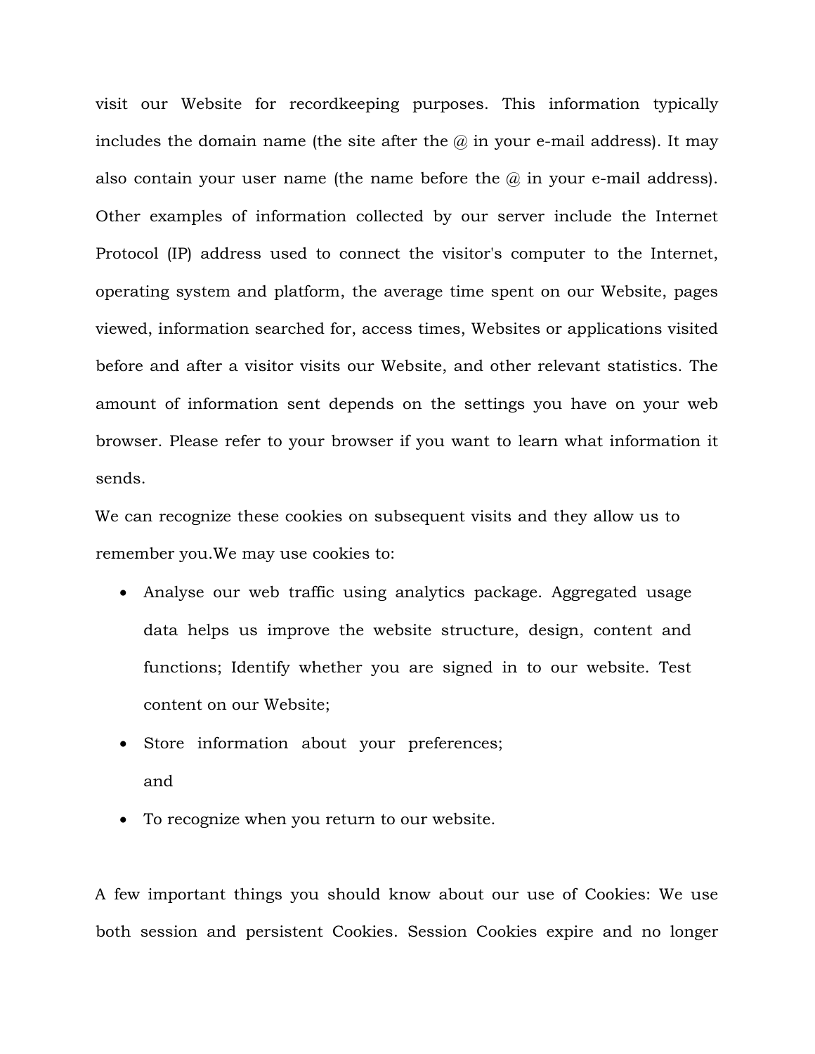visit our Website for recordkeeping purposes. This information typically includes the domain name (the site after the @ in your e-mail address). It may also contain your user name (the name before the @ in your e-mail address). Other examples of information collected by our server include the Internet Protocol (IP) address used to connect the visitor's computer to the Internet, operating system and platform, the average time spent on our Website, pages viewed, information searched for, access times, Websites or applications visited before and after a visitor visits our Website, and other relevant statistics. The amount of information sent depends on the settings you have on your web browser. Please refer to your browser if you want to learn what information it sends.

We can recognize these cookies on subsequent visits and they allow us to remember you.We may use cookies to:

- Analyse our web traffic using analytics package. Aggregated usage data helps us improve the website structure, design, content and functions; Identify whether you are signed in to our website. Test content on our Website;
- Store information about your preferences; and
- To recognize when you return to our website.

A few important things you should know about our use of Cookies: We use both session and persistent Cookies. Session Cookies expire and no longer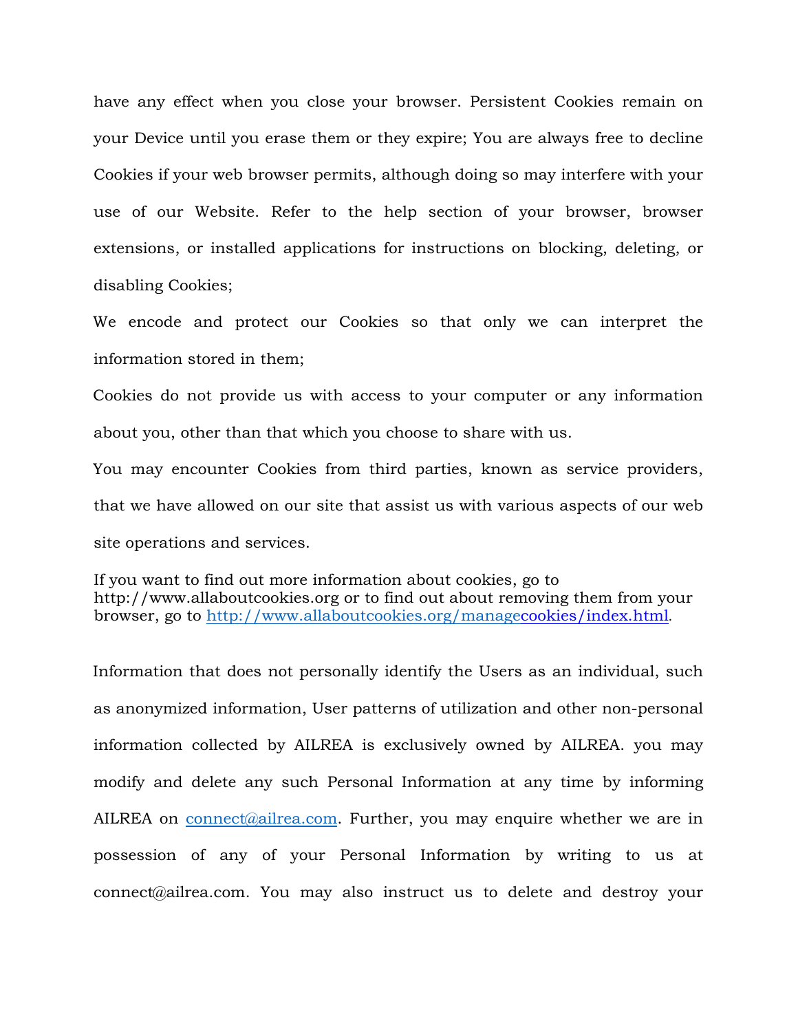have any effect when you close your browser. Persistent Cookies remain on your Device until you erase them or they expire; You are always free to decline Cookies if your web browser permits, although doing so may interfere with your use of our Website. Refer to the help section of your browser, browser extensions, or installed applications for instructions on blocking, deleting, or disabling Cookies;

We encode and protect our Cookies so that only we can interpret the information stored in them;

Cookies do not provide us with access to your computer or any information about you, other than that which you choose to share with us.

You may encounter Cookies from third parties, known as service providers, that we have allowed on our site that assist us with various aspects of our web site operations and services.

If you want to find out more information about cookies, go to http://www.allaboutcookies.org or to find out about removing them from your browser, go to http://www.allaboutcookies.org/managecookies/index.html.

Information that does not personally identify the Users as an individual, such as anonymized information, User patterns of utilization and other non-personal information collected by AILREA is exclusively owned by AILREA. you may modify and delete any such Personal Information at any time by informing AILREA on connect@ailrea.com. Further, you may enquire whether we are in possession of any of your Personal Information by writing to us at connect@ailrea.com. You may also instruct us to delete and destroy your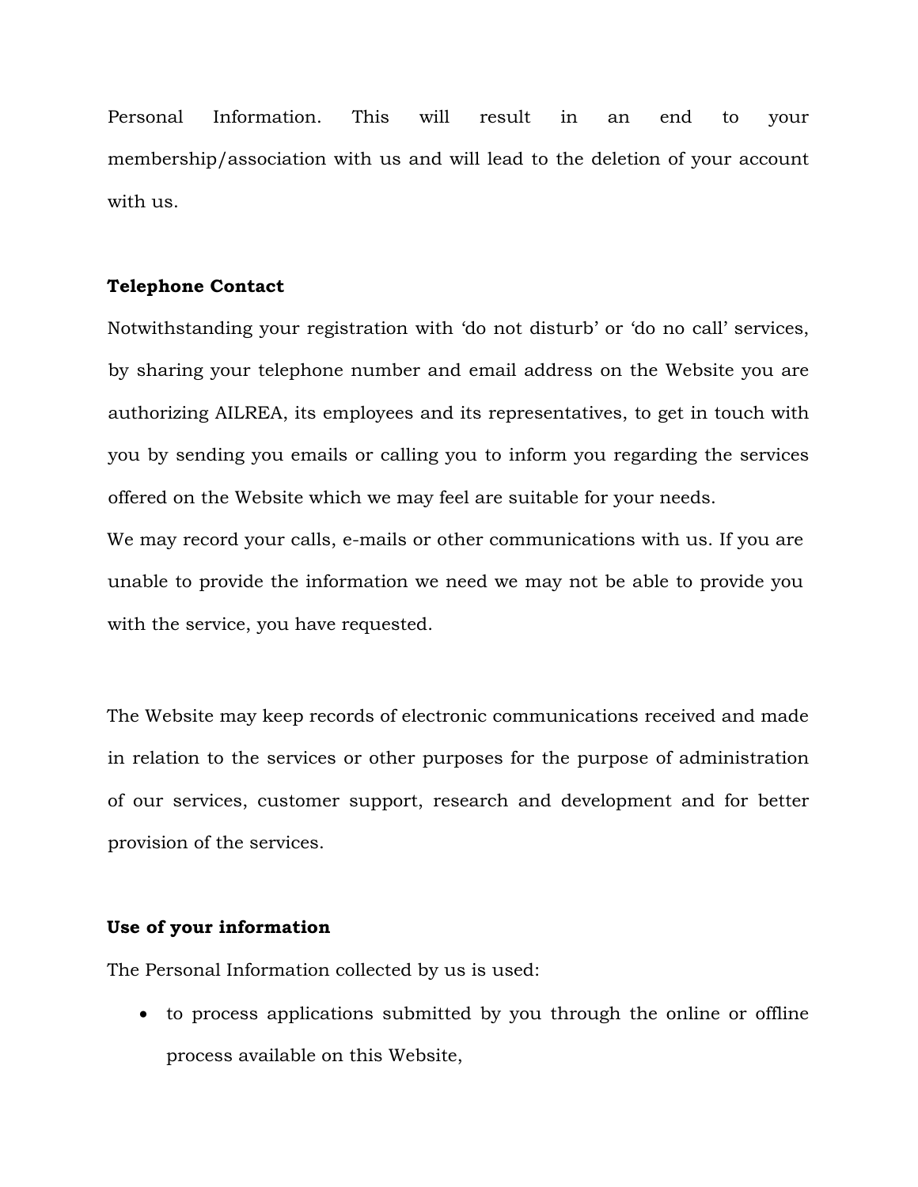Personal Information. This will result in an end to your membership/association with us and will lead to the deletion of your account with us.

**Telephone Contact**

Notwithstanding your registration with 'do not disturb' or 'do no call' services, by sharing your telephone number and email address on the Website you are authorizing AILREA, its employees and its representatives, to get in touch with you by sending you emails or calling you to inform you regarding the services offered on the Website which we may feel are suitable for your needs.
We may record your calls, e-mails or other communications with us. If you are unable to provide the information we need we may not be able to provide you with the service, you have requested.

The Website may keep records of electronic communications received and made in relation to the services or other purposes for the purpose of administration of our services, customer support, research and development and for better provision of the services.

**Use of your information**

The Personal Information collected by us is used:

- to process applications submitted by you through the online or offline process available on this Website,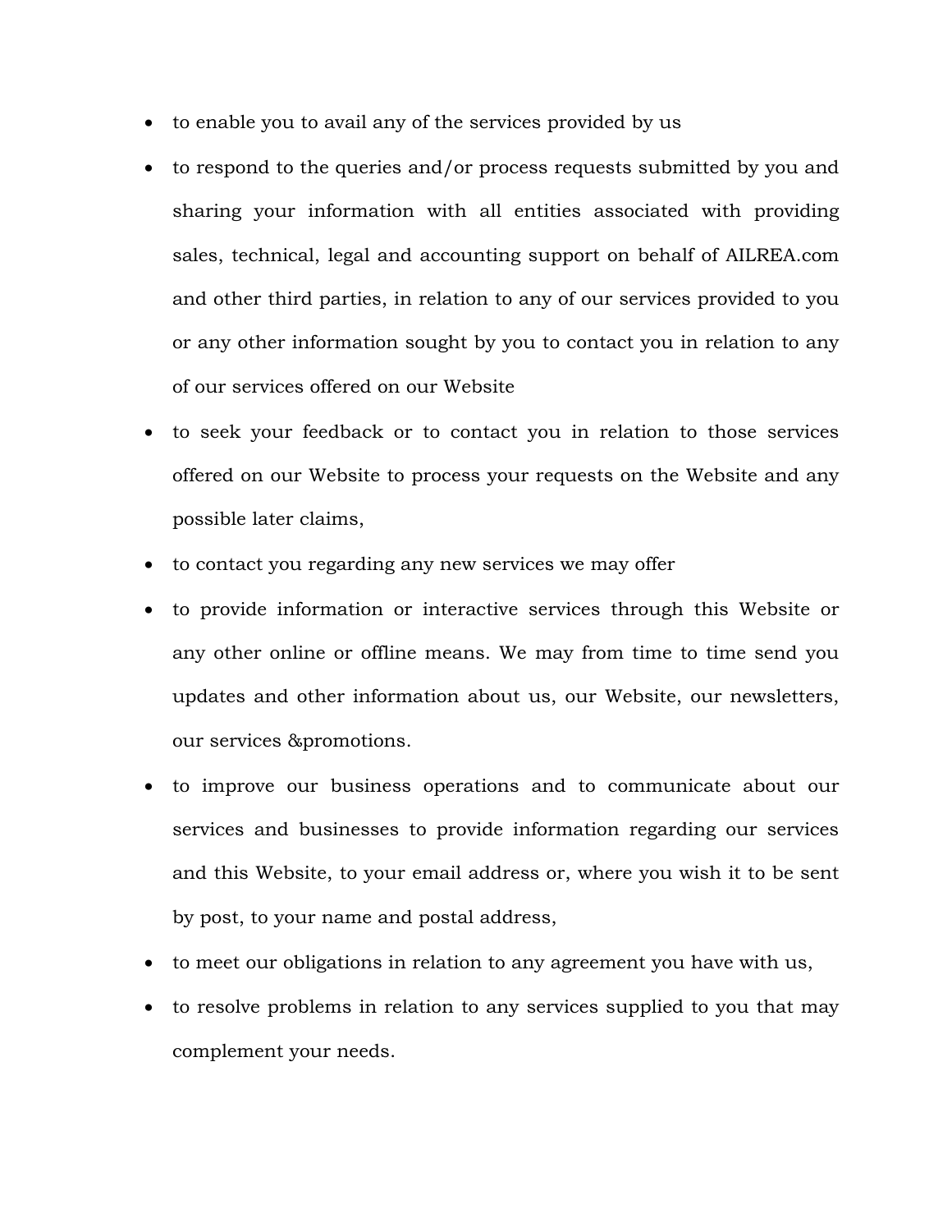- to enable you to avail any of the services provided by us
- to respond to the queries and/or process requests submitted by you and sharing your information with all entities associated with providing sales, technical, legal and accounting support on behalf of AILREA.com and other third parties, in relation to any of our services provided to you or any other information sought by you to contact you in relation to any of our services offered on our Website
- to seek your feedback or to contact you in relation to those services offered on our Website to process your requests on the Website and any possible later claims,
- to contact you regarding any new services we may offer
- to provide information or interactive services through this Website or any other online or offline means. We may from time to time send you updates and other information about us, our Website, our newsletters, our services &promotions.
- to improve our business operations and to communicate about our services and businesses to provide information regarding our services and this Website, to your email address or, where you wish it to be sent by post, to your name and postal address,
- to meet our obligations in relation to any agreement you have with us,
- to resolve problems in relation to any services supplied to you that may complement your needs.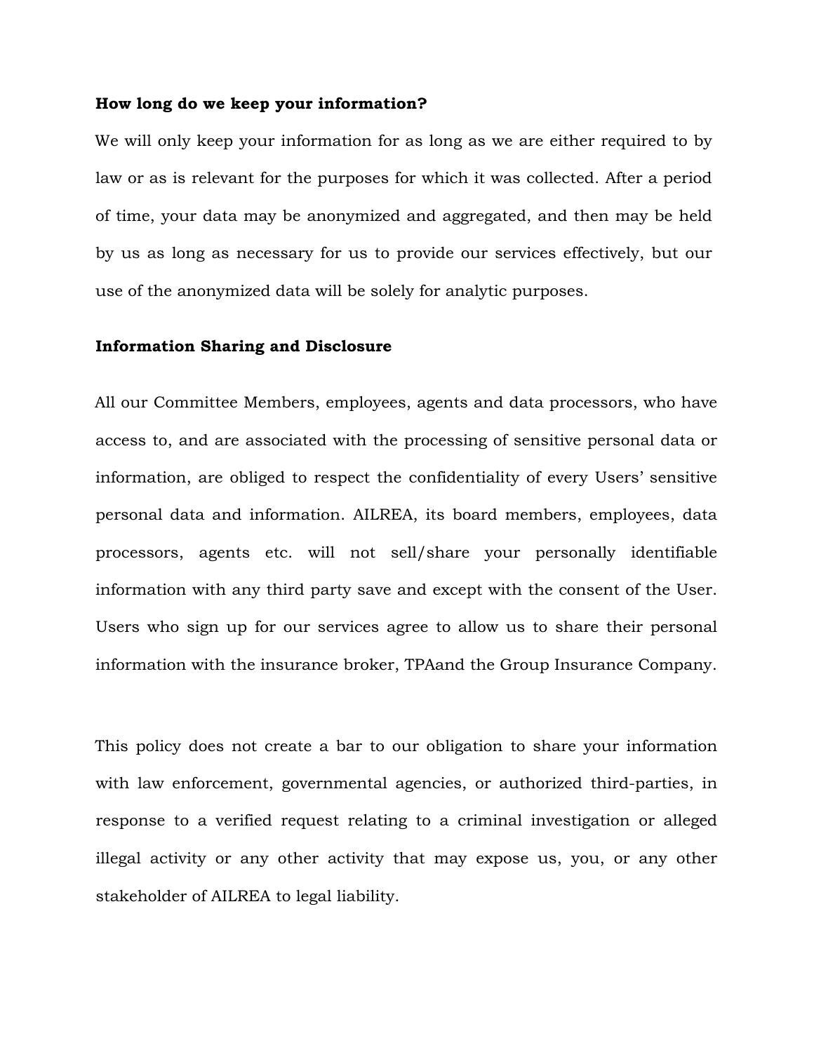**How long do we keep your information?**

We will only keep your information for as long as we are either required to by law or as is relevant for the purposes for which it was collected. After a period of time, your data may be anonymized and aggregated, and then may be held by us as long as necessary for us to provide our services effectively, but our use of the anonymized data will be solely for analytic purposes.

**Information Sharing and Disclosure**

All our Committee Members, employees, agents and data processors, who have access to, and are associated with the processing of sensitive personal data or information, are obliged to respect the confidentiality of every Users' sensitive personal data and information. AILREA, its board members, employees, data processors, agents etc. will not sell/share your personally identifiable information with any third party save and except with the consent of the User. Users who sign up for our services agree to allow us to share their personal information with the insurance broker, TPAand the Group Insurance Company.

This policy does not create a bar to our obligation to share your information with law enforcement, governmental agencies, or authorized third-parties, in response to a verified request relating to a criminal investigation or alleged illegal activity or any other activity that may expose us, you, or any other stakeholder of AILREA to legal liability.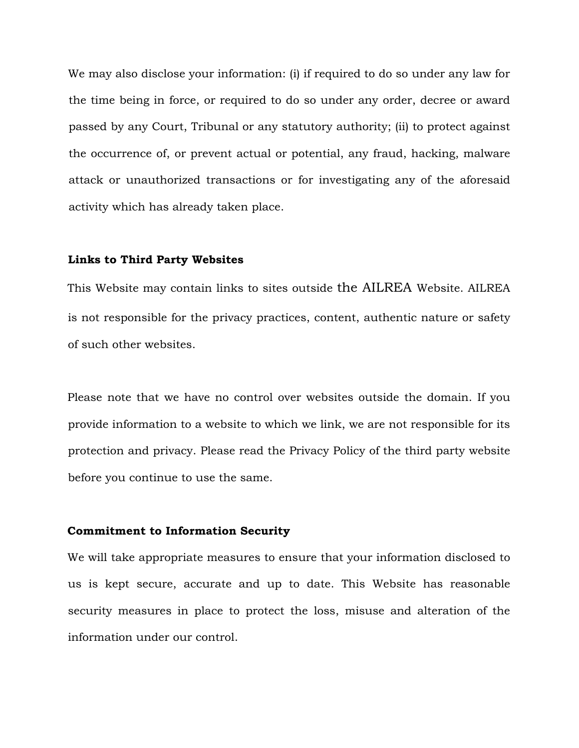We may also disclose your information: (i) if required to do so under any law for the time being in force, or required to do so under any order, decree or award passed by any Court, Tribunal or any statutory authority; (ii) to protect against the occurrence of, or prevent actual or potential, any fraud, hacking, malware attack or unauthorized transactions or for investigating any of the aforesaid activity which has already taken place.

**Links to Third Party Websites**

This Website may contain links to sites outside the AILREA Website. AILREA is not responsible for the privacy practices, content, authentic nature or safety of such other websites.

Please note that we have no control over websites outside the domain. If you provide information to a website to which we link, we are not responsible for its protection and privacy. Please read the Privacy Policy of the third party website before you continue to use the same.

**Commitment to Information Security**

We will take appropriate measures to ensure that your information disclosed to us is kept secure, accurate and up to date. This Website has reasonable security measures in place to protect the loss, misuse and alteration of the information under our control.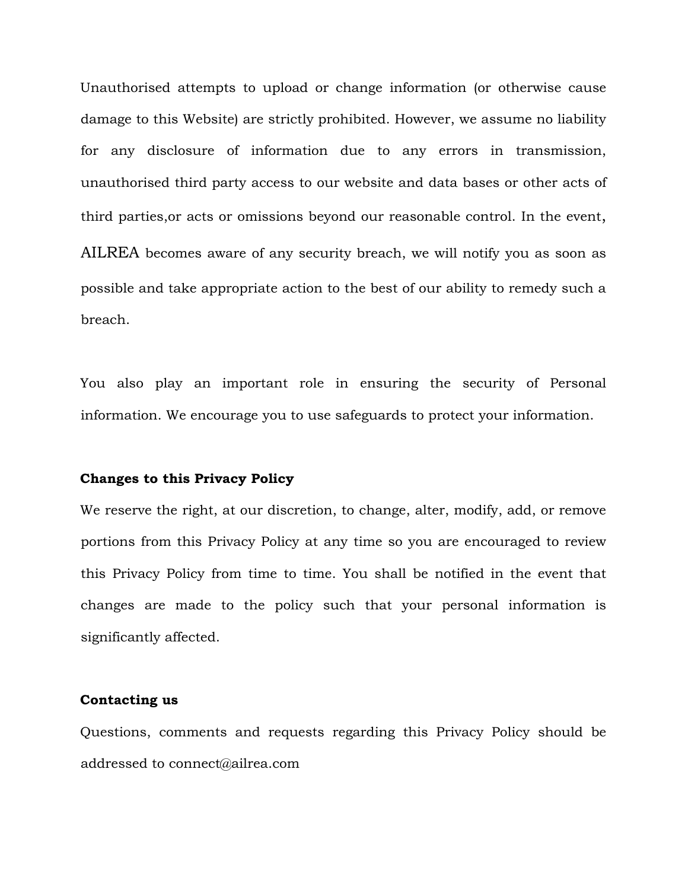Unauthorised attempts to upload or change information (or otherwise cause damage to this Website) are strictly prohibited. However, we assume no liability for any disclosure of information due to any errors in transmission, unauthorised third party access to our website and data bases or other acts of third parties,or acts or omissions beyond our reasonable control. In the event, AILREA becomes aware of any security breach, we will notify you as soon as possible and take appropriate action to the best of our ability to remedy such a breach.

You also play an important role in ensuring the security of Personal information. We encourage you to use safeguards to protect your information.

**Changes to this Privacy Policy**

We reserve the right, at our discretion, to change, alter, modify, add, or remove portions from this Privacy Policy at any time so you are encouraged to review this Privacy Policy from time to time. You shall be notified in the event that changes are made to the policy such that your personal information is significantly affected.

**Contacting us**

Questions, comments and requests regarding this Privacy Policy should be addressed to connect@ailrea.com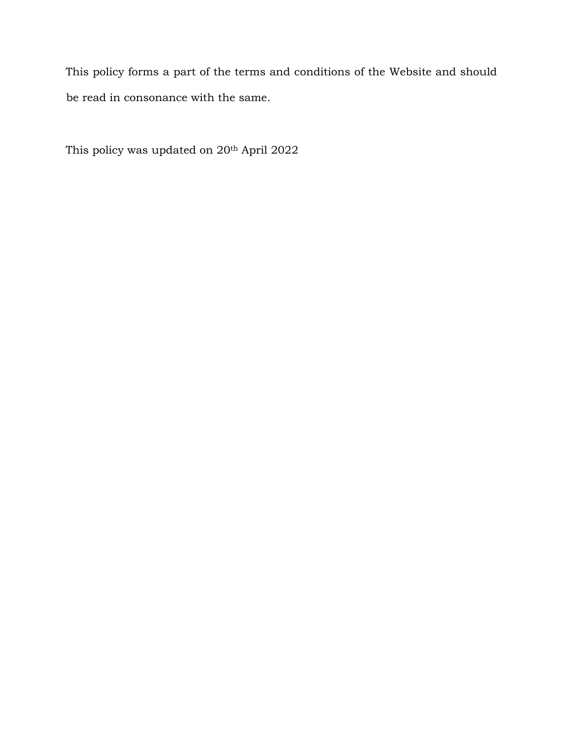This policy forms a part of the terms and conditions of the Website and should be read in consonance with the same.

This policy was updated on 20th April 2022